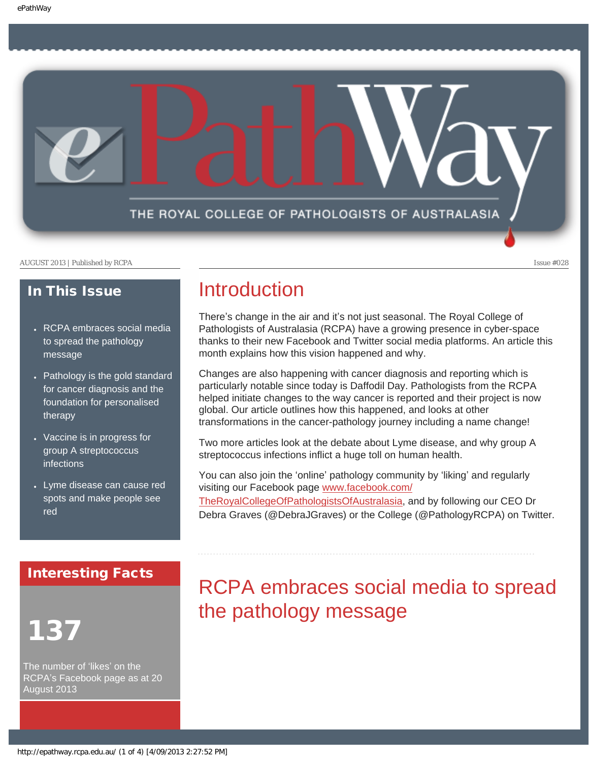# ePathWay

THE ROYAL COLLEGE OF PATHOLOGISTS OF AUSTRALASIA

AUGUST 2013 | Published by RCPA

Issue #028

## In This Issue

- RCPA embraces social media to spread the pathology message
- Pathology is the gold standard for cancer diagnosis and the foundation for personalised therapy
- Vaccine is in progress for group A streptococcus infections
- Lyme disease can cause red spots and make people see red

## Interesting Facts

**137**

The number of 'likes' on the RCPA's Facebook page as at 20 August 2013

## Introduction

There's change in the air and it's not just seasonal. The Royal College of Pathologists of Australasia (RCPA) have a growing presence in cyber-space thanks to their new Facebook and Twitter social media platforms. An article this month explains how this vision happened and why.

Changes are also happening with cancer diagnosis and reporting which is particularly notable since today is Daffodil Day. Pathologists from the RCPA helped initiate changes to the way cancer is reported and their project is now global. Our article outlines how this happened, and looks at other transformations in the cancer-pathology journey including a name change!

Two more articles look at the debate about Lyme disease, and why group A streptococcus infections inflict a huge toll on human health.

You can also join the 'online' pathology community by 'liking' and regularly visiting our Facebook page www.facebook.com/TheRoyalCollegeOfPathologistsOfAustralasia, and by following our CEO Dr Debra Graves (@DebraJGraves) or the College (@PathologyRCPA) on Twitter.

## RCPA embraces social media to spread the pathology message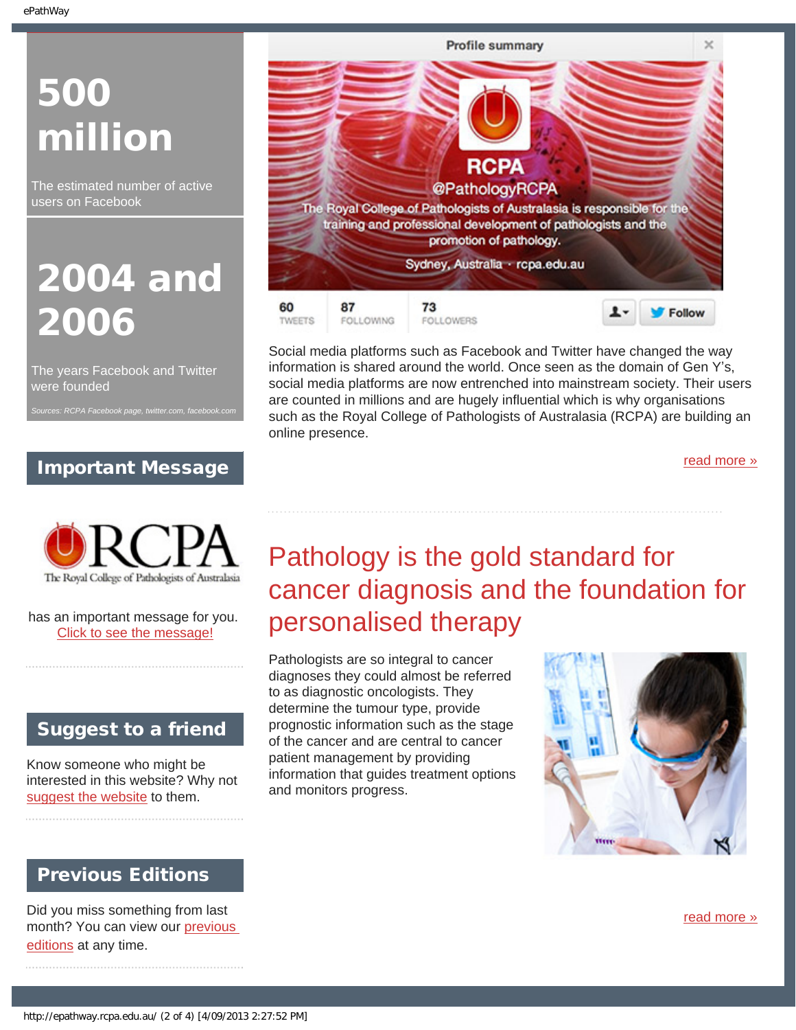# 500 million

The estimated number of active users on Facebook

# 2004 and 2006

The years Facebook and Twitter were founded

*Sources: RCPA Facebook page, twitter.com, facebook.com*

## Important Message

has an important message for you. [Click to see the message!]

## Suggest to a friend

Know someone who might be interested in this website? Why not [suggest the website] to them.

## Previous Editions

Did you miss something from last month? You can view our [previous editions] at any time.

Social media platforms such as Facebook and Twitter have changed the way information is shared around the world. Once seen as the domain of Gen Y's, social media platforms are now entrenched into mainstream society. Their users are counted in millions and are hugely influential which is why organisations such as the Royal College of Pathologists of Australasia (RCPA) are building an online presence.

[read more »]

## Pathology is the gold standard for cancer diagnosis and the foundation for personalised therapy

Pathologists are so integral to cancer diagnoses they could almost be referred to as diagnostic oncologists. They determine the tumour type, provide prognostic information such as the stage of the cancer and are central to cancer patient management by providing information that guides treatment options and monitors progress.

[read more »]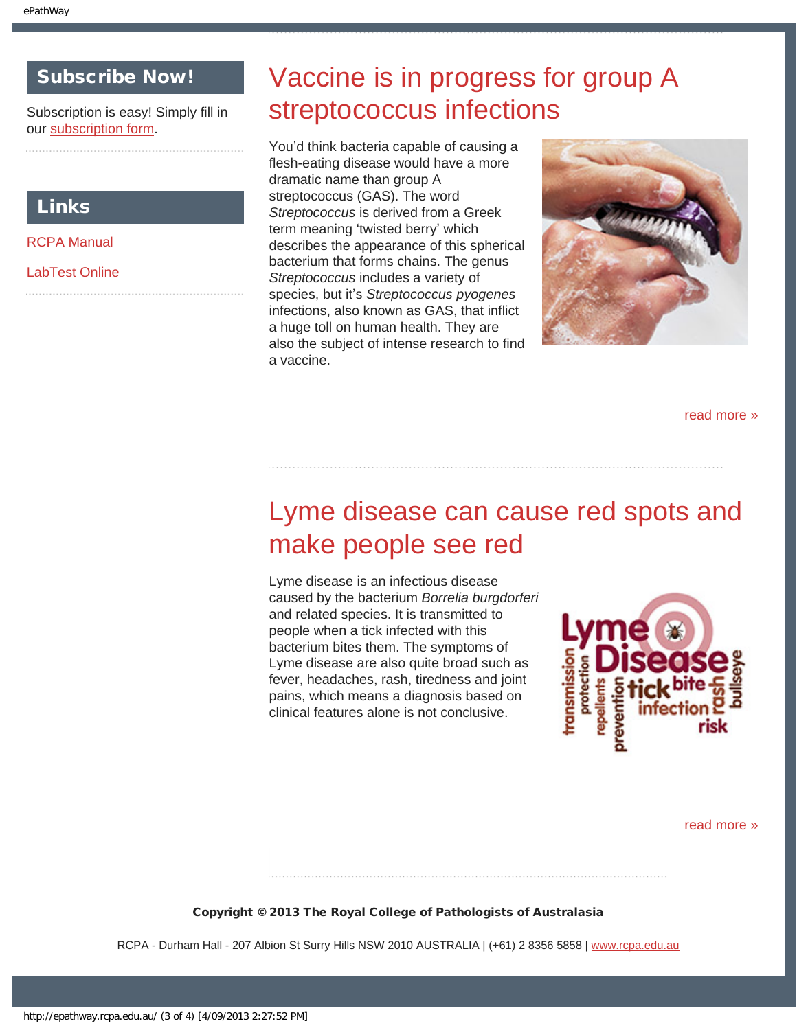## Subscribe Now!

Subscription is easy! Simply fill in our subscription form.

## Links

RCPA Manual

LabTest Online

# Vaccine is in progress for group A streptococcus infections

You'd think bacteria capable of causing a flesh-eating disease would have a more dramatic name than group A streptococcus (GAS). The word *Streptococcus* is derived from a Greek term meaning 'twisted berry' which describes the appearance of this spherical bacterium that forms chains. The genus *Streptococcus* includes a variety of species, but it's *Streptococcus pyogenes* infections, also known as GAS, that inflict a huge toll on human health. They are also the subject of intense research to find a vaccine.

read more »

# Lyme disease can cause red spots and make people see red

Lyme disease is an infectious disease caused by the bacterium *Borrelia burgdorferi* and related species. It is transmitted to people when a tick infected with this bacterium bites them. The symptoms of Lyme disease are also quite broad such as fever, headaches, rash, tiredness and joint pains, which means a diagnosis based on clinical features alone is not conclusive.

read more »

**Copyright © 2013 The Royal College of Pathologists of Australasia**

RCPA - Durham Hall - 207 Albion St Surry Hills NSW 2010 AUSTRALIA | (+61) 2 8356 5858 | www.rcpa.edu.au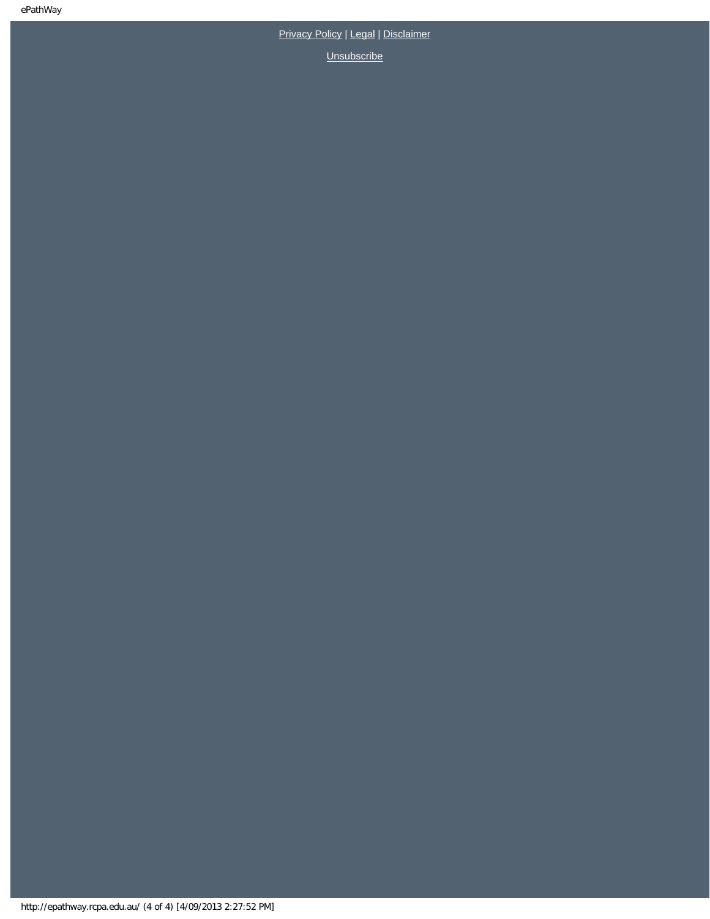Privacy Policy | Legal | Disclaimer

Unsubscribe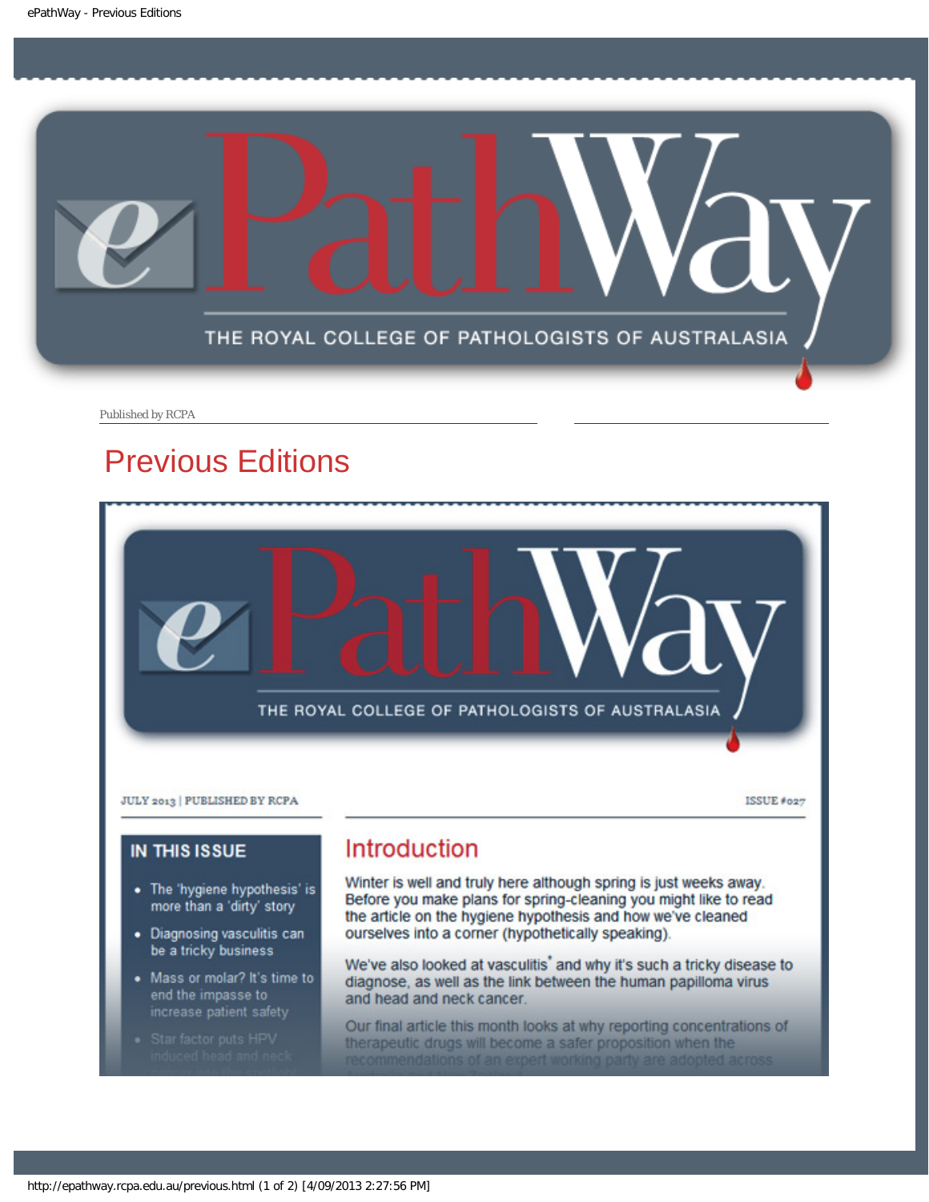Published by RCPA

# Previous Editions

JULY 2013 | PUBLISHED BY RCPA

ISSUE #027

## IN THIS ISSUE

- The 'hygiene hypothesis' is more than a 'dirty' story
- Diagnosing vasculitis can be a tricky business
- Mass or molar? It's time to end the impasse to increase patient safety
- Star factor puts HPV induced head and neck

## Introduction

Winter is well and truly here although spring is just weeks away. Before you make plans for spring-cleaning you might like to read the article on the hygiene hypothesis and how we've cleaned ourselves into a corner (hypothetically speaking).

We've also looked at vasculitis* and why it's such a tricky disease to diagnose, as well as the link between the human papilloma virus and head and neck cancer.

Our final article this month looks at why reporting concentrations of therapeutic drugs will become a safer proposition when the recommendations of an expert working party are adopted across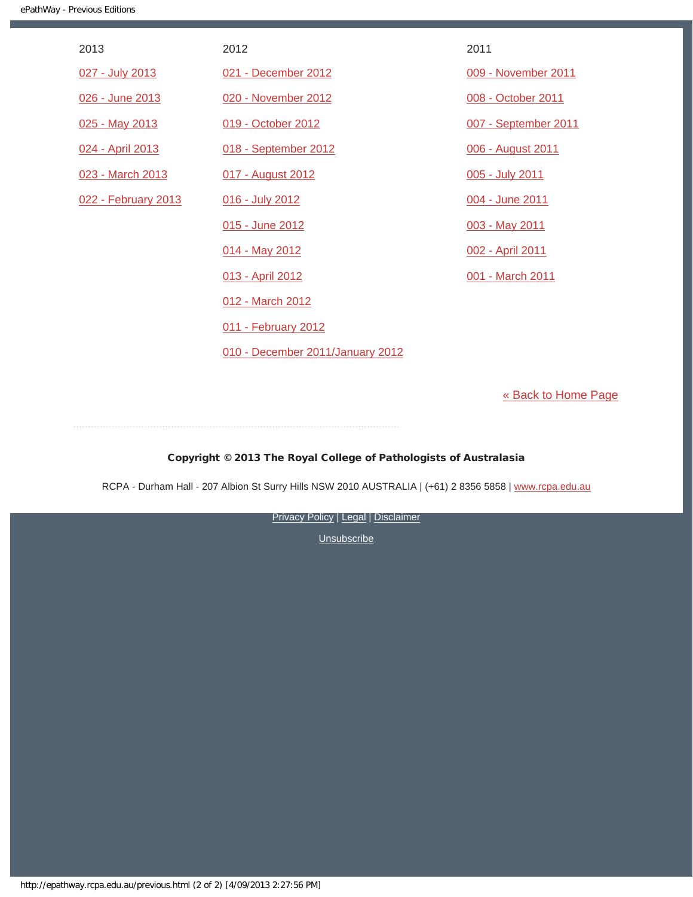2013

027 - July 2013

026 - June 2013

025 - May 2013

024 - April 2013

023 - March 2013

022 - February 2013

2012

021 - December 2012

020 - November 2012

019 - October 2012

018 - September 2012

017 - August 2012

016 - July 2012

015 - June 2012

014 - May 2012

013 - April 2012

012 - March 2012

011 - February 2012

010 - December 2011/January 2012

2011

009 - November 2011

008 - October 2011

007 - September 2011

006 - August 2011

005 - July 2011

004 - June 2011

003 - May 2011

002 - April 2011

001 - March 2011

« Back to Home Page

**Copyright © 2013 The Royal College of Pathologists of Australasia**

RCPA - Durham Hall - 207 Albion St Surry Hills NSW 2010 AUSTRALIA | (+61) 2 8356 5858 | www.rcpa.edu.au

Privacy Policy | Legal | Disclaimer

Unsubscribe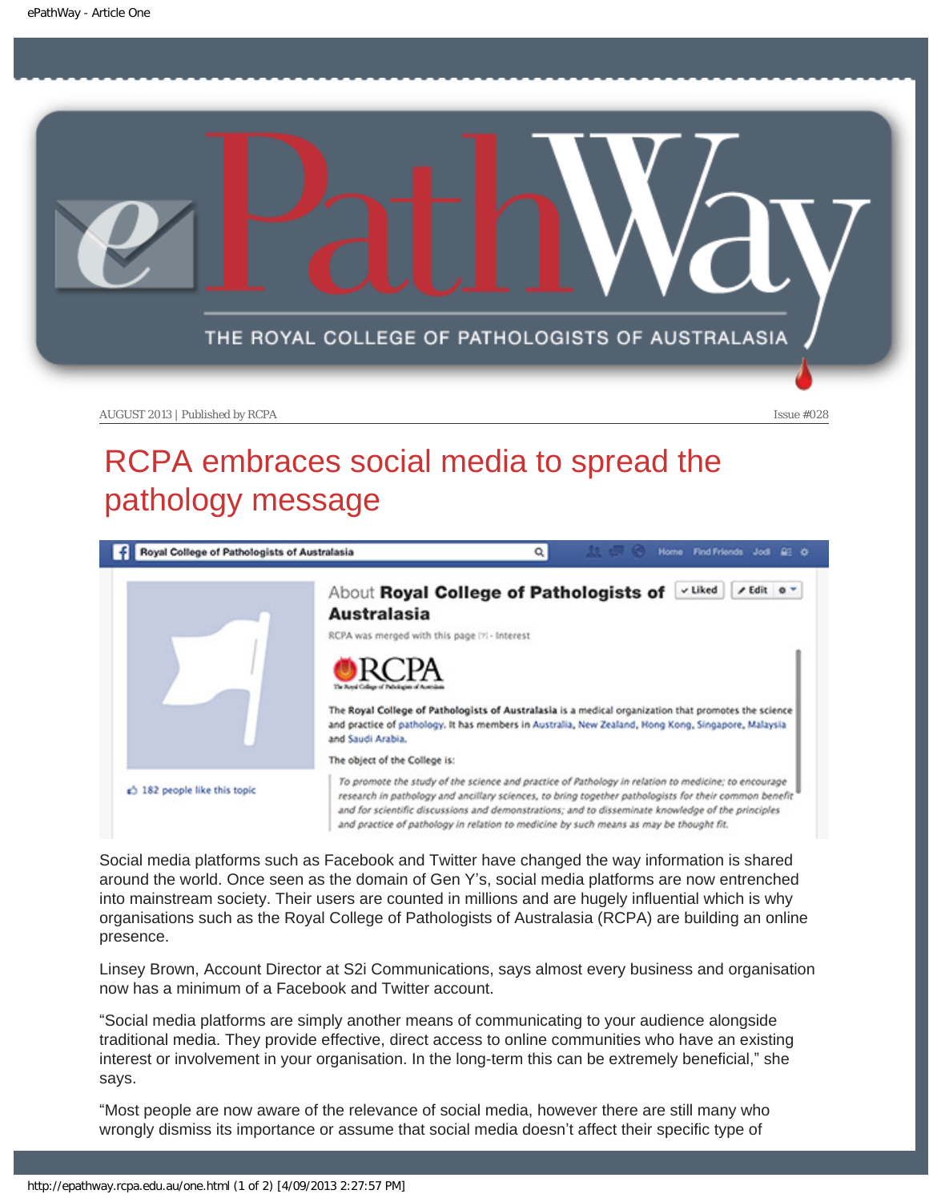AUGUST 2013 | Published by RCPA Issue #028

# RCPA embraces social media to spread the pathology message

Social media platforms such as Facebook and Twitter have changed the way information is shared around the world. Once seen as the domain of Gen Y's, social media platforms are now entrenched into mainstream society. Their users are counted in millions and are hugely influential which is why organisations such as the Royal College of Pathologists of Australasia (RCPA) are building an online presence.

Linsey Brown, Account Director at S2i Communications, says almost every business and organisation now has a minimum of a Facebook and Twitter account.

"Social media platforms are simply another means of communicating to your audience alongside traditional media. They provide effective, direct access to online communities who have an existing interest or involvement in your organisation. In the long-term this can be extremely beneficial," she says.

"Most people are now aware of the relevance of social media, however there are still many who wrongly dismiss its importance or assume that social media doesn't affect their specific type of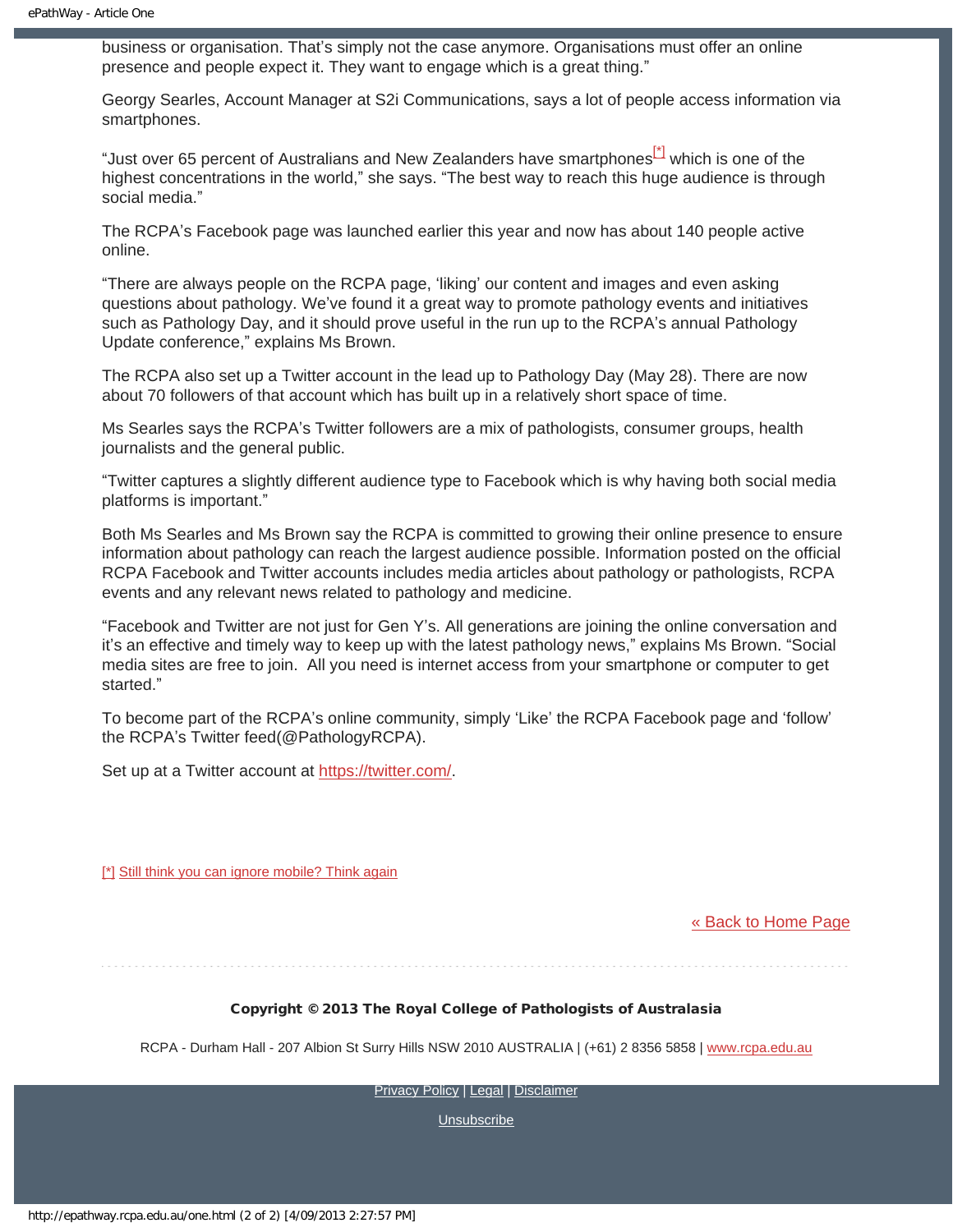business or organisation. That's simply not the case anymore. Organisations must offer an online presence and people expect it. They want to engage which is a great thing."

Georgy Searles, Account Manager at S2i Communications, says a lot of people access information via smartphones.

"Just over 65 percent of Australians and New Zealanders have smartphones[*] which is one of the highest concentrations in the world," she says. "The best way to reach this huge audience is through social media."

The RCPA's Facebook page was launched earlier this year and now has about 140 people active online.

"There are always people on the RCPA page, 'liking' our content and images and even asking questions about pathology. We've found it a great way to promote pathology events and initiatives such as Pathology Day, and it should prove useful in the run up to the RCPA's annual Pathology Update conference," explains Ms Brown.

The RCPA also set up a Twitter account in the lead up to Pathology Day (May 28). There are now about 70 followers of that account which has built up in a relatively short space of time.

Ms Searles says the RCPA's Twitter followers are a mix of pathologists, consumer groups, health journalists and the general public.

"Twitter captures a slightly different audience type to Facebook which is why having both social media platforms is important."

Both Ms Searles and Ms Brown say the RCPA is committed to growing their online presence to ensure information about pathology can reach the largest audience possible. Information posted on the official RCPA Facebook and Twitter accounts includes media articles about pathology or pathologists, RCPA events and any relevant news related to pathology and medicine.

"Facebook and Twitter are not just for Gen Y's. All generations are joining the online conversation and it's an effective and timely way to keep up with the latest pathology news," explains Ms Brown. "Social media sites are free to join. All you need is internet access from your smartphone or computer to get started."

To become part of the RCPA's online community, simply 'Like' the RCPA Facebook page and 'follow' the RCPA's Twitter feed(@PathologyRCPA).

Set up at a Twitter account at https://twitter.com/.

[*] Still think you can ignore mobile? Think again

« Back to Home Page

**Copyright © 2013 The Royal College of Pathologists of Australasia**

RCPA - Durham Hall - 207 Albion St Surry Hills NSW 2010 AUSTRALIA | (+61) 2 8356 5858 | www.rcpa.edu.au

Privacy Policy | Legal | Disclaimer

Unsubscribe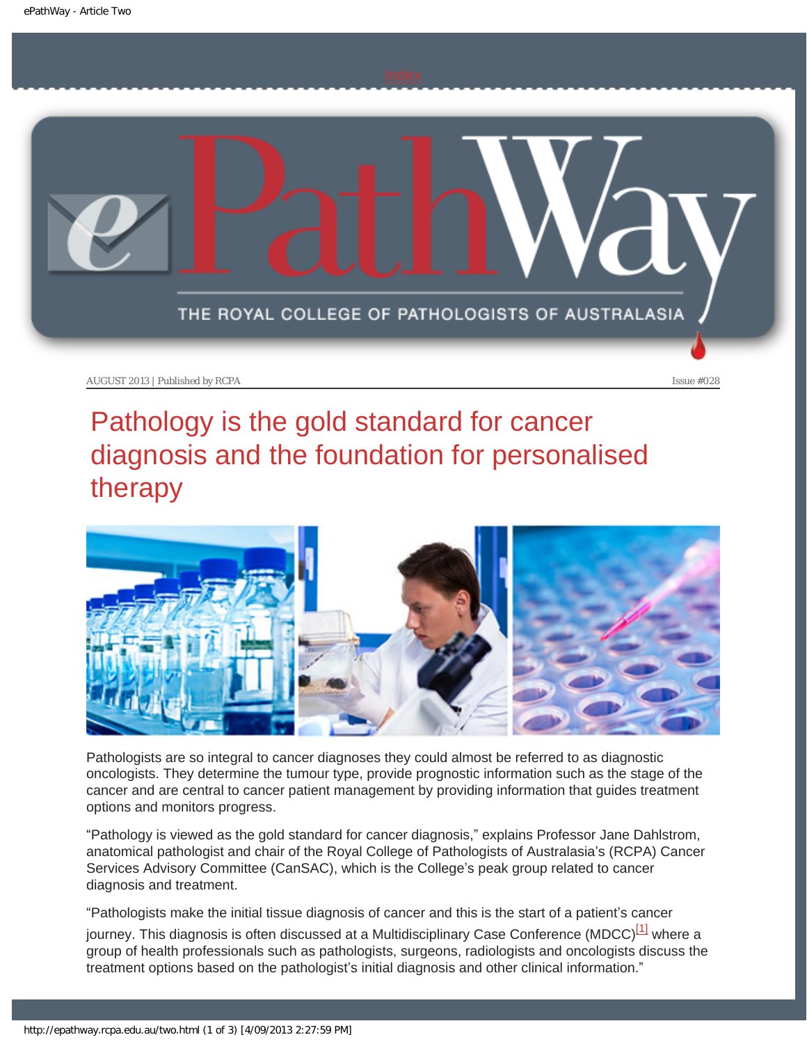AUGUST 2013 | Published by RCPA Issue #028

# Pathology is the gold standard for cancer diagnosis and the foundation for personalised therapy

Pathologists are so integral to cancer diagnoses they could almost be referred to as diagnostic oncologists. They determine the tumour type, provide prognostic information such as the stage of the cancer and are central to cancer patient management by providing information that guides treatment options and monitors progress.

“Pathology is viewed as the gold standard for cancer diagnosis,” explains Professor Jane Dahlstrom, anatomical pathologist and chair of the Royal College of Pathologists of Australasia’s (RCPA) Cancer Services Advisory Committee (CanSAC), which is the College’s peak group related to cancer diagnosis and treatment.

“Pathologists make the initial tissue diagnosis of cancer and this is the start of a patient’s cancer journey. This diagnosis is often discussed at a Multidisciplinary Case Conference (MDCC)[1] where a group of health professionals such as pathologists, surgeons, radiologists and oncologists discuss the treatment options based on the pathologist’s initial diagnosis and other clinical information.”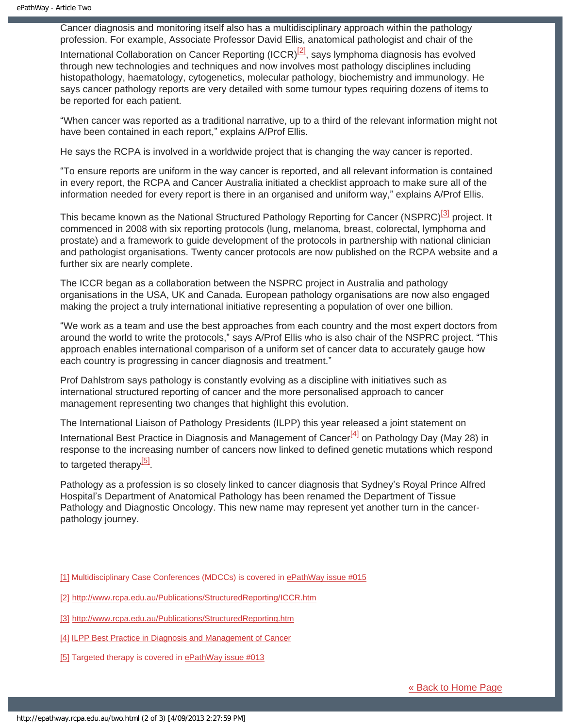Cancer diagnosis and monitoring itself also has a multidisciplinary approach within the pathology profession. For example, Associate Professor David Ellis, anatomical pathologist and chair of the International Collaboration on Cancer Reporting (ICCR)[2], says lymphoma diagnosis has evolved through new technologies and techniques and now involves most pathology disciplines including histopathology, haematology, cytogenetics, molecular pathology, biochemistry and immunology. He says cancer pathology reports are very detailed with some tumour types requiring dozens of items to be reported for each patient.

"When cancer was reported as a traditional narrative, up to a third of the relevant information might not have been contained in each report," explains A/Prof Ellis.

He says the RCPA is involved in a worldwide project that is changing the way cancer is reported.

"To ensure reports are uniform in the way cancer is reported, and all relevant information is contained in every report, the RCPA and Cancer Australia initiated a checklist approach to make sure all of the information needed for every report is there in an organised and uniform way," explains A/Prof Ellis.

This became known as the National Structured Pathology Reporting for Cancer (NSPRC)[3] project. It commenced in 2008 with six reporting protocols (lung, melanoma, breast, colorectal, lymphoma and prostate) and a framework to guide development of the protocols in partnership with national clinician and pathologist organisations. Twenty cancer protocols are now published on the RCPA website and a further six are nearly complete.

The ICCR began as a collaboration between the NSPRC project in Australia and pathology organisations in the USA, UK and Canada. European pathology organisations are now also engaged making the project a truly international initiative representing a population of over one billion.

"We work as a team and use the best approaches from each country and the most expert doctors from around the world to write the protocols," says A/Prof Ellis who is also chair of the NSPRC project. "This approach enables international comparison of a uniform set of cancer data to accurately gauge how each country is progressing in cancer diagnosis and treatment."

Prof Dahlstrom says pathology is constantly evolving as a discipline with initiatives such as international structured reporting of cancer and the more personalised approach to cancer management representing two changes that highlight this evolution.

The International Liaison of Pathology Presidents (ILPP) this year released a joint statement on International Best Practice in Diagnosis and Management of Cancer[4] on Pathology Day (May 28) in response to the increasing number of cancers now linked to defined genetic mutations which respond to targeted therapy[5].

Pathology as a profession is so closely linked to cancer diagnosis that Sydney's Royal Prince Alfred Hospital's Department of Anatomical Pathology has been renamed the Department of Tissue Pathology and Diagnostic Oncology. This new name may represent yet another turn in the cancer-pathology journey.

[1] Multidisciplinary Case Conferences (MDCCs) is covered in ePathWay issue #015

[2] http://www.rcpa.edu.au/Publications/StructuredReporting/ICCR.htm

[3] http://www.rcpa.edu.au/Publications/StructuredReporting.htm

[4] ILPP Best Practice in Diagnosis and Management of Cancer

[5] Targeted therapy is covered in ePathWay issue #013

« Back to Home Page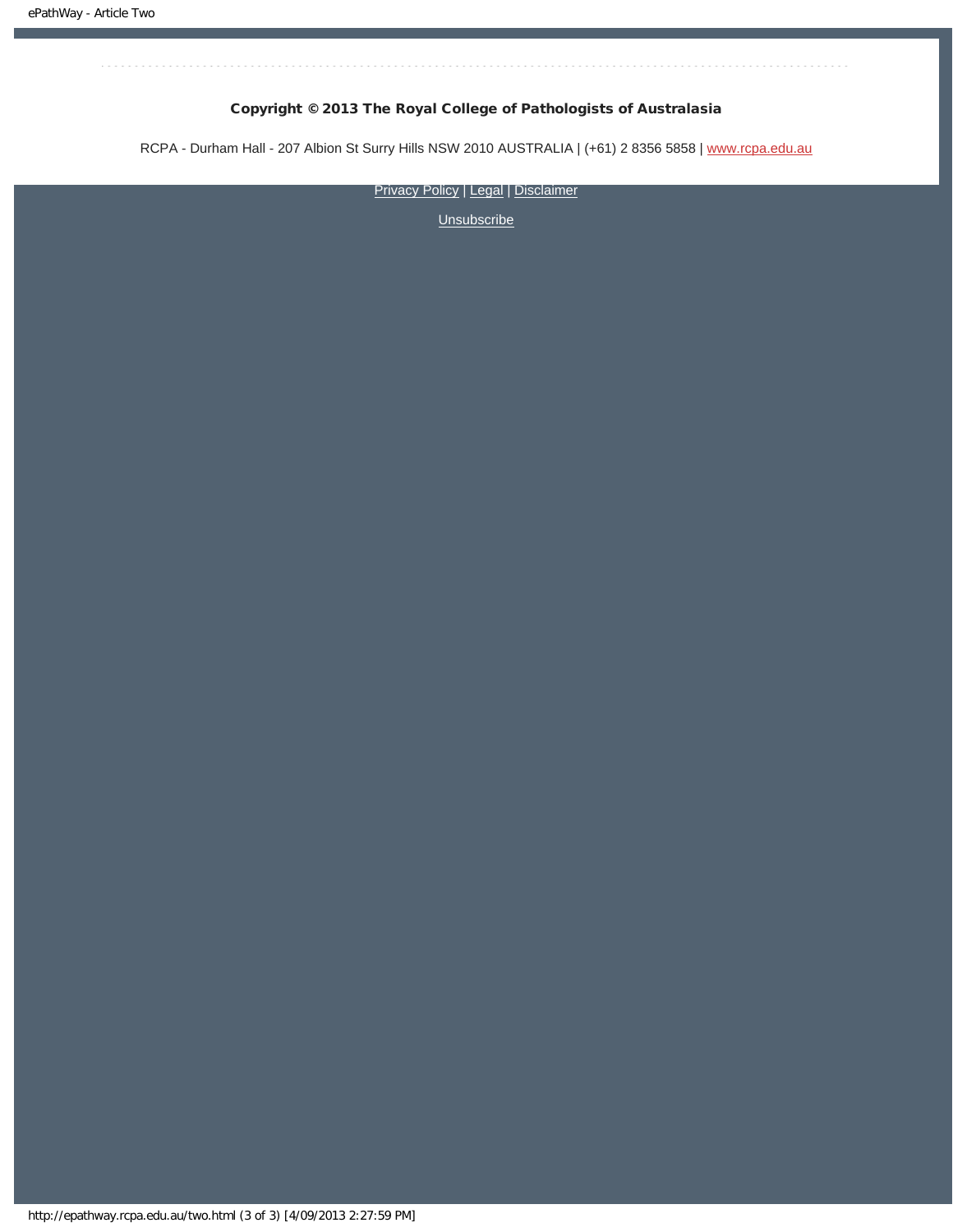**Copyright © 2013 The Royal College of Pathologists of Australasia**

RCPA - Durham Hall - 207 Albion St Surry Hills NSW 2010 AUSTRALIA | (+61) 2 8356 5858 | www.rcpa.edu.au

Privacy Policy | Legal | Disclaimer

Unsubscribe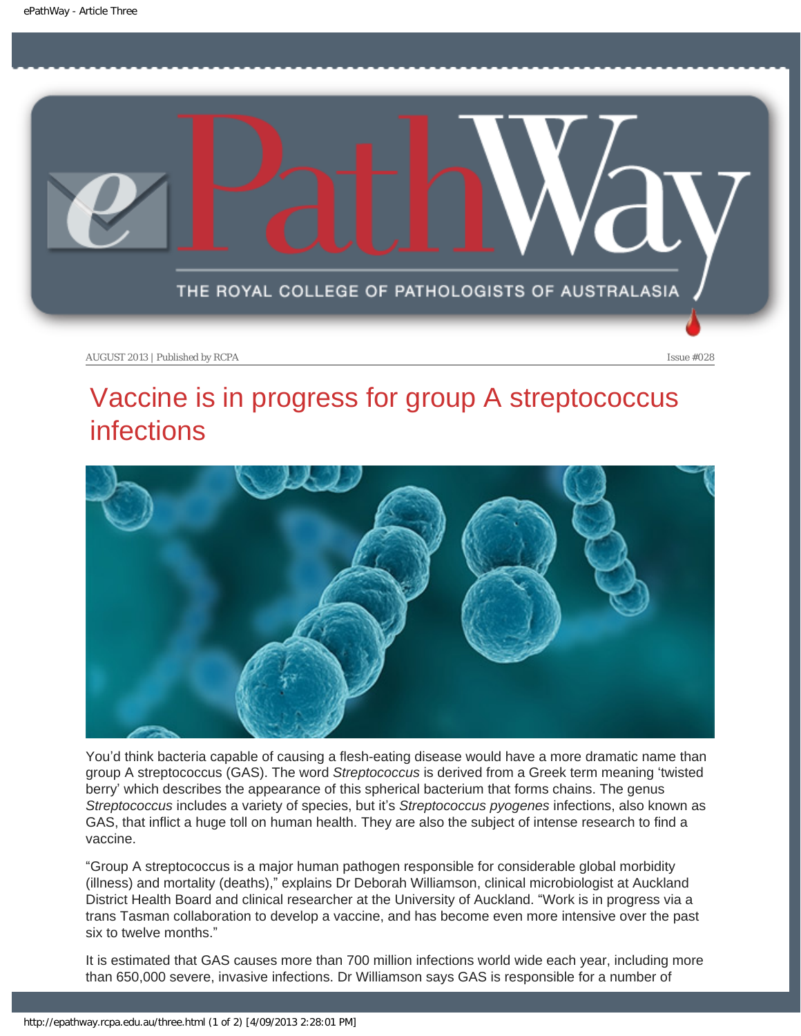AUGUST 2013 | Published by RCPA

Issue #028

# Vaccine is in progress for group A streptococcus infections

You'd think bacteria capable of causing a flesh-eating disease would have a more dramatic name than group A streptococcus (GAS). The word *Streptococcus* is derived from a Greek term meaning 'twisted berry' which describes the appearance of this spherical bacterium that forms chains. The genus *Streptococcus* includes a variety of species, but it's *Streptococcus pyogenes* infections, also known as GAS, that inflict a huge toll on human health. They are also the subject of intense research to find a vaccine.

"Group A streptococcus is a major human pathogen responsible for considerable global morbidity (illness) and mortality (deaths)," explains Dr Deborah Williamson, clinical microbiologist at Auckland District Health Board and clinical researcher at the University of Auckland. "Work is in progress via a trans Tasman collaboration to develop a vaccine, and has become even more intensive over the past six to twelve months."

It is estimated that GAS causes more than 700 million infections world wide each year, including more than 650,000 severe, invasive infections. Dr Williamson says GAS is responsible for a number of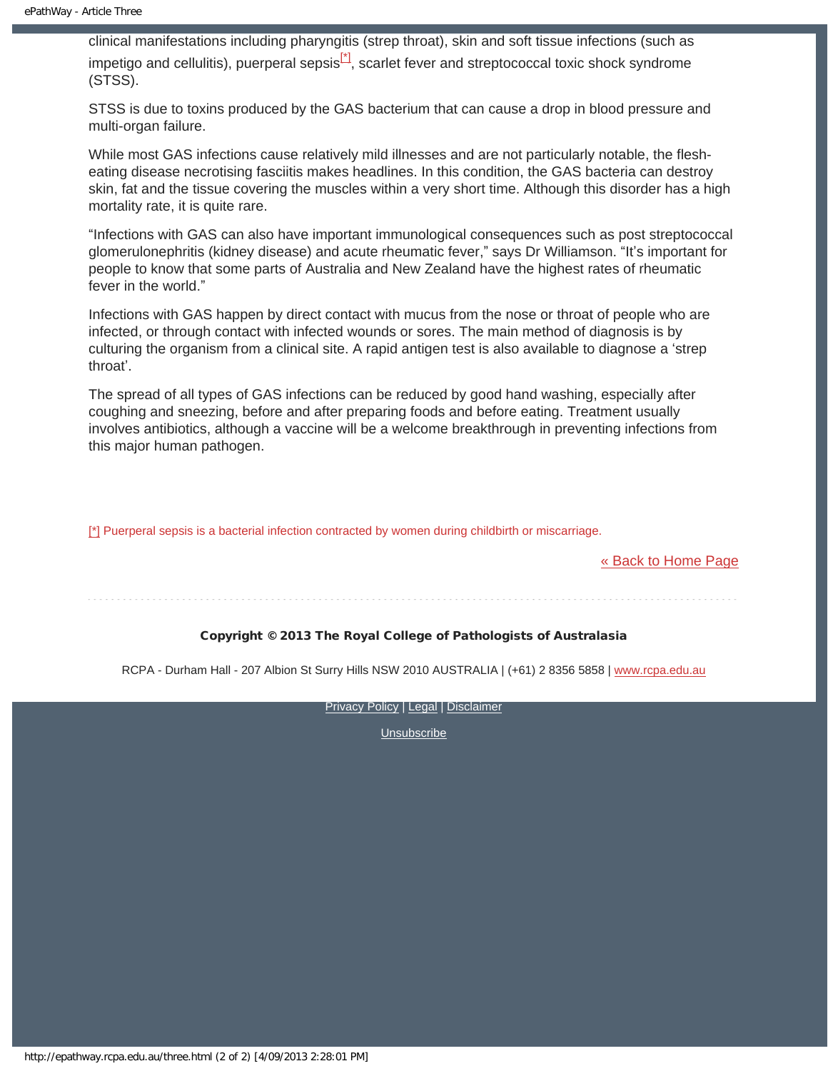clinical manifestations including pharyngitis (strep throat), skin and soft tissue infections (such as impetigo and cellulitis), puerperal sepsis[*], scarlet fever and streptococcal toxic shock syndrome (STSS).

STSS is due to toxins produced by the GAS bacterium that can cause a drop in blood pressure and multi-organ failure.

While most GAS infections cause relatively mild illnesses and are not particularly notable, the flesh-eating disease necrotising fasciitis makes headlines. In this condition, the GAS bacteria can destroy skin, fat and the tissue covering the muscles within a very short time. Although this disorder has a high mortality rate, it is quite rare.

“Infections with GAS can also have important immunological consequences such as post streptococcal glomerulonephritis (kidney disease) and acute rheumatic fever,” says Dr Williamson. “It’s important for people to know that some parts of Australia and New Zealand have the highest rates of rheumatic fever in the world.”

Infections with GAS happen by direct contact with mucus from the nose or throat of people who are infected, or through contact with infected wounds or sores. The main method of diagnosis is by culturing the organism from a clinical site. A rapid antigen test is also available to diagnose a ‘strep throat’.

The spread of all types of GAS infections can be reduced by good hand washing, especially after coughing and sneezing, before and after preparing foods and before eating. Treatment usually involves antibiotics, although a vaccine will be a welcome breakthrough in preventing infections from this major human pathogen.

[*] Puerperal sepsis is a bacterial infection contracted by women during childbirth or miscarriage.

« Back to Home Page

**Copyright © 2013 The Royal College of Pathologists of Australasia**

RCPA - Durham Hall - 207 Albion St Surry Hills NSW 2010 AUSTRALIA | (+61) 2 8356 5858 | www.rcpa.edu.au

Privacy Policy | Legal | Disclaimer

Unsubscribe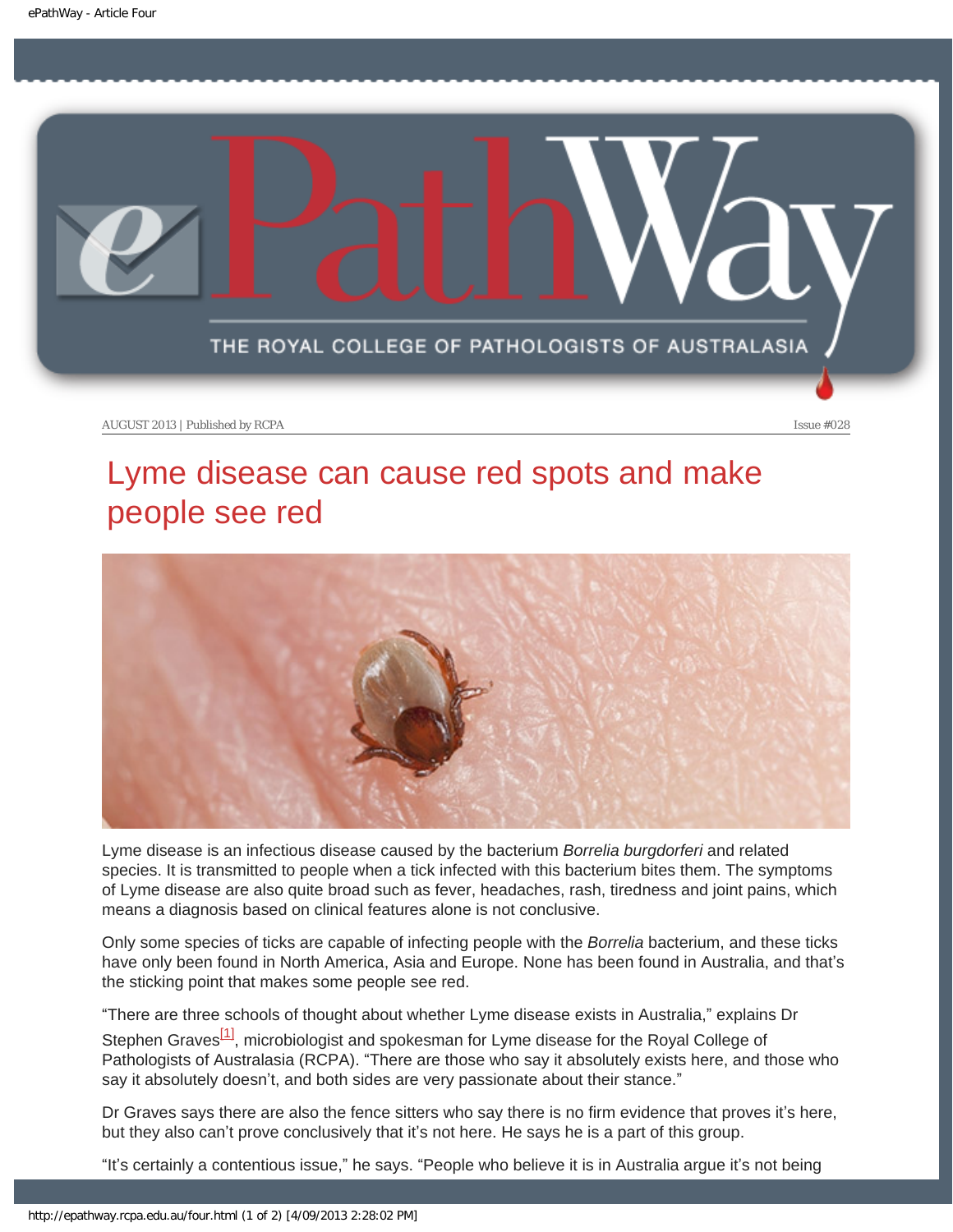AUGUST 2013 | Published by RCPA Issue #028

# Lyme disease can cause red spots and make people see red

Lyme disease is an infectious disease caused by the bacterium *Borrelia burgdorferi* and related species. It is transmitted to people when a tick infected with this bacterium bites them. The symptoms of Lyme disease are also quite broad such as fever, headaches, rash, tiredness and joint pains, which means a diagnosis based on clinical features alone is not conclusive.

Only some species of ticks are capable of infecting people with the *Borrelia* bacterium, and these ticks have only been found in North America, Asia and Europe. None has been found in Australia, and that's the sticking point that makes some people see red.

"There are three schools of thought about whether Lyme disease exists in Australia," explains Dr Stephen Graves[1], microbiologist and spokesman for Lyme disease for the Royal College of Pathologists of Australasia (RCPA). "There are those who say it absolutely exists here, and those who say it absolutely doesn't, and both sides are very passionate about their stance."

Dr Graves says there are also the fence sitters who say there is no firm evidence that proves it's here, but they also can't prove conclusively that it's not here. He says he is a part of this group.

"It's certainly a contentious issue," he says. "People who believe it is in Australia argue it's not being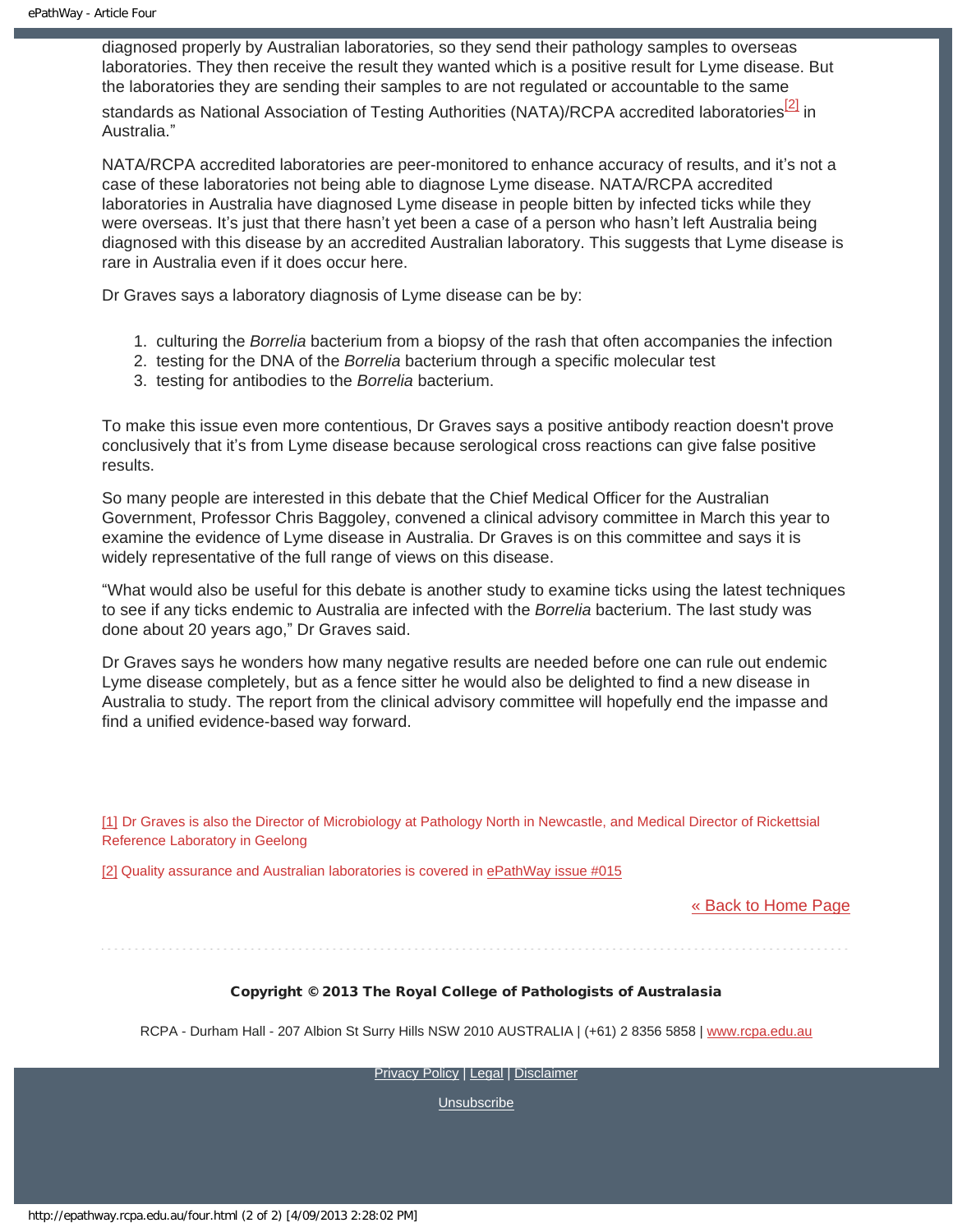diagnosed properly by Australian laboratories, so they send their pathology samples to overseas laboratories. They then receive the result they wanted which is a positive result for Lyme disease. But the laboratories they are sending their samples to are not regulated or accountable to the same standards as National Association of Testing Authorities (NATA)/RCPA accredited laboratories[2] in Australia."

NATA/RCPA accredited laboratories are peer-monitored to enhance accuracy of results, and it's not a case of these laboratories not being able to diagnose Lyme disease. NATA/RCPA accredited laboratories in Australia have diagnosed Lyme disease in people bitten by infected ticks while they were overseas. It's just that there hasn't yet been a case of a person who hasn't left Australia being diagnosed with this disease by an accredited Australian laboratory. This suggests that Lyme disease is rare in Australia even if it does occur here.

Dr Graves says a laboratory diagnosis of Lyme disease can be by:

1. culturing the *Borrelia* bacterium from a biopsy of the rash that often accompanies the infection
2. testing for the DNA of the *Borrelia* bacterium through a specific molecular test
3. testing for antibodies to the *Borrelia* bacterium.

To make this issue even more contentious, Dr Graves says a positive antibody reaction doesn't prove conclusively that it's from Lyme disease because serological cross reactions can give false positive results.

So many people are interested in this debate that the Chief Medical Officer for the Australian Government, Professor Chris Baggoley, convened a clinical advisory committee in March this year to examine the evidence of Lyme disease in Australia. Dr Graves is on this committee and says it is widely representative of the full range of views on this disease.

"What would also be useful for this debate is another study to examine ticks using the latest techniques to see if any ticks endemic to Australia are infected with the *Borrelia* bacterium. The last study was done about 20 years ago," Dr Graves said.

Dr Graves says he wonders how many negative results are needed before one can rule out endemic Lyme disease completely, but as a fence sitter he would also be delighted to find a new disease in Australia to study. The report from the clinical advisory committee will hopefully end the impasse and find a unified evidence-based way forward.

[1] Dr Graves is also the Director of Microbiology at Pathology North in Newcastle, and Medical Director of Rickettsial Reference Laboratory in Geelong

[2] Quality assurance and Australian laboratories is covered in ePathWay issue #015

« Back to Home Page

**Copyright © 2013 The Royal College of Pathologists of Australasia**

RCPA - Durham Hall - 207 Albion St Surry Hills NSW 2010 AUSTRALIA | (+61) 2 8356 5858 | www.rcpa.edu.au

Privacy Policy | Legal | Disclaimer

Unsubscribe